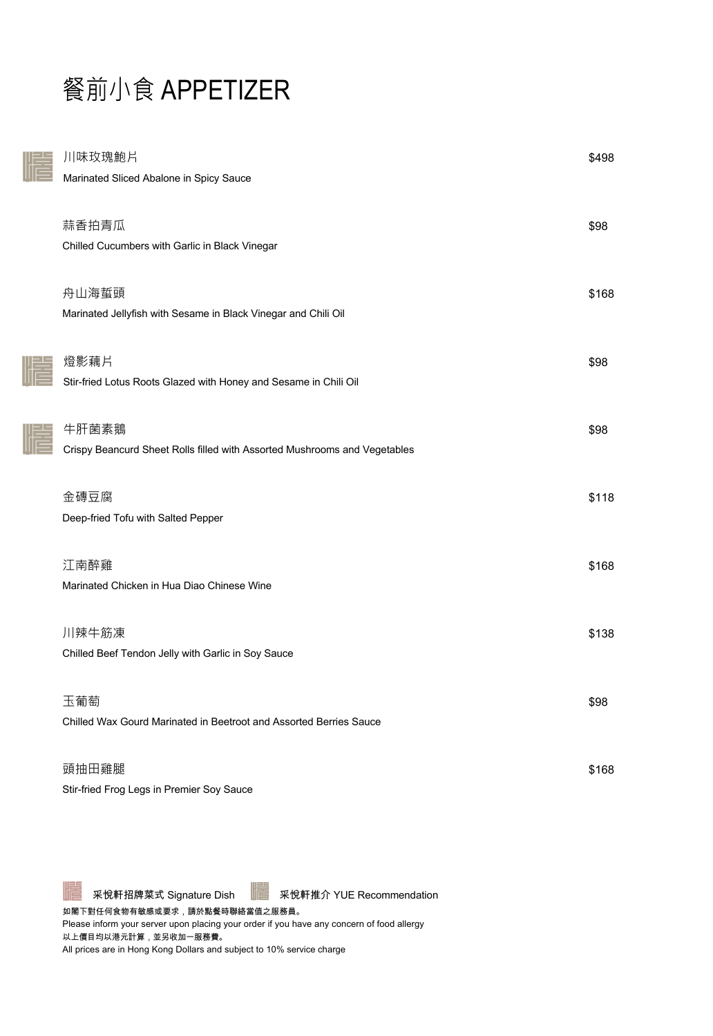# 餐前小食 APPETIZER

| Dish | Price |
|---|---|
| 川味玫瑰鮑片<br>Marinated Sliced Abalone in Spicy Sauce | $498 |
| 蒜香拍青瓜<br>Chilled Cucumbers with Garlic in Black Vinegar | $98 |
| 舟山海蜇頭<br>Marinated Jellyfish with Sesame in Black Vinegar and Chili Oil | $168 |
| 燈影藕片<br>Stir-fried Lotus Roots Glazed with Honey and Sesame in Chili Oil | $98 |
| 牛肝菌素鵝<br>Crispy Beancurd Sheet Rolls filled with Assorted Mushrooms and Vegetables | $98 |
| 金磚豆腐<br>Deep-fried Tofu with Salted Pepper | $118 |
| 江南醉雞<br>Marinated Chicken in Hua Diao Chinese Wine | $168 |
| 川辣牛筋凍<br>Chilled Beef Tendon Jelly with Garlic in Soy Sauce | $138 |
| 玉葡萄<br>Chilled Wax Gourd Marinated in Beetroot and Assorted Berries Sauce | $98 |
| 頭抽田雞腿<br>Stir-fried Frog Legs in Premier Soy Sauce | $168 |

采悅軒招牌菜式 Signature Dish　采悅軒推介 YUE Recommendation

**如閣下對任何食物有敏感或要求，請於點餐時聯絡當值之服務員。**

Please inform your server upon placing your order if you have any concern of food allergy

**以上價目均以港元計算，並另收加一服務費。**

All prices are in Hong Kong Dollars and subject to 10% service charge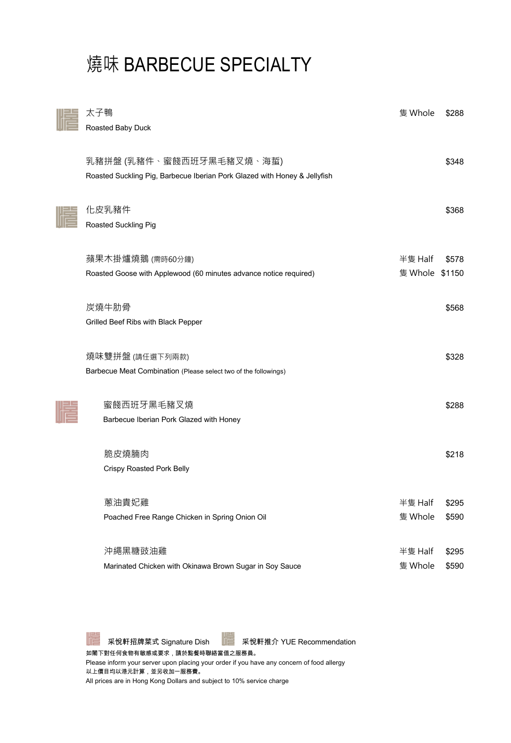# 燒味 BARBECUE SPECIALTY

| | | | |
|---|---|---|---|
| 太子鴨<br>Roasted Baby Duck | 隻 Whole | $288 |
| 乳豬拼盤 (乳豬件、蜜餞西班牙黑毛豬叉燒、海蜇)<br>Roasted Suckling Pig, Barbecue Iberian Pork Glazed with Honey & Jellyfish | | $348 |
| 化皮乳豬件<br>Roasted Suckling Pig | | $368 |
| 蘋果木掛爐燒鵝 (需時60分鐘)<br>Roasted Goose with Applewood (60 minutes advance notice required) | 半隻 Half<br>隻 Whole | $578<br>$1150 |
| 炭燒牛肋骨<br>Grilled Beef Ribs with Black Pepper | | $568 |
| 燒味雙拼盤 (請任選下列兩款)<br>Barbecue Meat Combination (Please select two of the followings) | | $328 |
| 蜜餞西班牙黑毛豬叉燒<br>Barbecue Iberian Pork Glazed with Honey | | $288 |
| 脆皮燒腩肉<br>Crispy Roasted Pork Belly | | $218 |
| 蔥油貴妃雞<br>Poached Free Range Chicken in Spring Onion Oil | 半隻 Half<br>隻 Whole | $295<br>$590 |
| 沖繩黑糖豉油雞<br>Marinated Chicken with Okinawa Brown Sugar in Soy Sauce | 半隻 Half<br>隻 Whole | $295<br>$590 |

采悅軒招牌菜式 Signature Dish　采悅軒推介 YUE Recommendation

如閣下對任何食物有敏感或要求，請於點餐時聯絡當值之服務員。
Please inform your server upon placing your order if you have any concern of food allergy
以上價目均以港元計算，並另收加一服務費。
All prices are in Hong Kong Dollars and subject to 10% service charge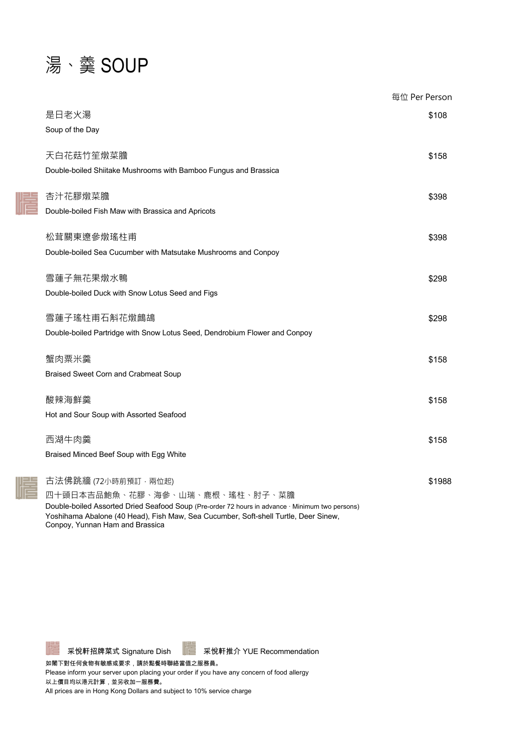# 湯、羹 SOUP

每位 Per Person

| | |
|---|---|
| 是日老火湯<br>Soup of the Day | $108 |
| 天白花菇竹笙燉菜膽<br>Double-boiled Shiitake Mushrooms with Bamboo Fungus and Brassica | $158 |
| 杏汁花膠燉菜膽<br>Double-boiled Fish Maw with Brassica and Apricots | $398 |
| 松茸關東遼參燉瑤柱甫<br>Double-boiled Sea Cucumber with Matsutake Mushrooms and Conpoy | $398 |
| 雪蓮子無花果燉水鴨<br>Double-boiled Duck with Snow Lotus Seed and Figs | $298 |
| 雪蓮子瑤柱甫石斛花燉鷓鴣<br>Double-boiled Partridge with Snow Lotus Seed, Dendrobium Flower and Conpoy | $298 |
| 蟹肉粟米羹<br>Braised Sweet Corn and Crabmeat Soup | $158 |
| 酸辣海鮮羹<br>Hot and Sour Soup with Assorted Seafood | $158 |
| 西湖牛肉羹<br>Braised Minced Beef Soup with Egg White | $158 |
| 古法佛跳牆 (72小時前預訂 · 兩位起)<br>四十頭日本吉品鮑魚、花膠、海參、山瑞、鹿根、瑤柱、肘子、菜膽<br>Double-boiled Assorted Dried Seafood Soup (Pre-order 72 hours in advance · Minimum two persons)<br>Yoshihama Abalone (40 Head), Fish Maw, Sea Cucumber, Soft-shell Turtle, Deer Sinew, Conpoy, Yunnan Ham and Brassica | $1988 |

采悅軒招牌菜式 Signature Dish　采悅軒推介 YUE Recommendation

如閣下對任何食物有敏感或要求，請於點餐時聯絡當值之服務員。
Please inform your server upon placing your order if you have any concern of food allergy
以上價目均以港元計算，並另收加一服務費。
All prices are in Hong Kong Dollars and subject to 10% service charge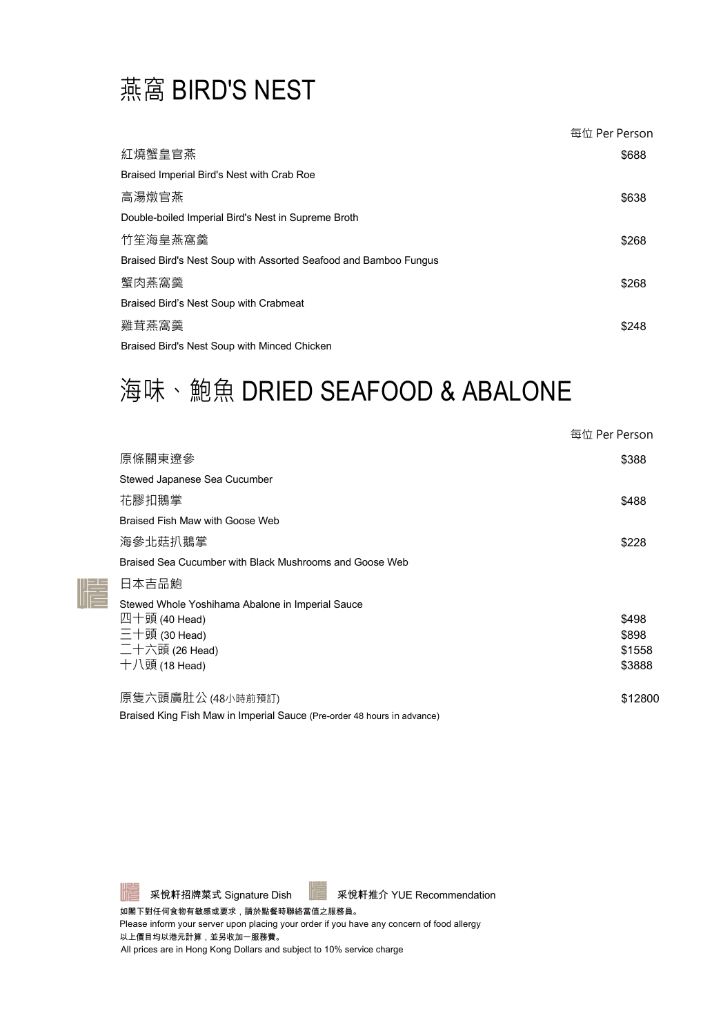# 燕窩 BIRD'S NEST

| | 每位 Per Person |
|---|---|
| 紅燒蟹皇官燕<br>Braised Imperial Bird's Nest with Crab Roe | $688 |
| 高湯燉官燕<br>Double-boiled Imperial Bird's Nest in Supreme Broth | $638 |
| 竹笙海皇燕窩羹<br>Braised Bird's Nest Soup with Assorted Seafood and Bamboo Fungus | $268 |
| 蟹肉燕窩羹<br>Braised Bird's Nest Soup with Crabmeat | $268 |
| 雞茸燕窩羹<br>Braised Bird's Nest Soup with Minced Chicken | $248 |

# 海味、鮑魚 DRIED SEAFOOD & ABALONE

| | 每位 Per Person |
|---|---|
| 原條關東遼參<br>Stewed Japanese Sea Cucumber | $388 |
| 花膠扣鵝掌<br>Braised Fish Maw with Goose Web | $488 |
| 海參北菇扒鵝掌<br>Braised Sea Cucumber with Black Mushrooms and Goose Web | $228 |
| 日本吉品鮑 (采悅軒推介 YUE Recommendation)<br>Stewed Whole Yoshihama Abalone in Imperial Sauce | |
| 四十頭 (40 Head) | $498 |
| 三十頭 (30 Head) | $898 |
| 二十六頭 (26 Head) | $1558 |
| 十八頭 (18 Head) | $3888 |
| 原隻六頭廣肚公 (48小時前預訂)<br>Braised King Fish Maw in Imperial Sauce (Pre-order 48 hours in advance) | $12800 |

采悅軒招牌菜式 Signature Dish　采悅軒推介 YUE Recommendation

如閣下對任何食物有敏感或要求，請於點餐時聯絡當值之服務員。
Please inform your server upon placing your order if you have any concern of food allergy
以上價目均以港元計算，並另收加一服務費。
All prices are in Hong Kong Dollars and subject to 10% service charge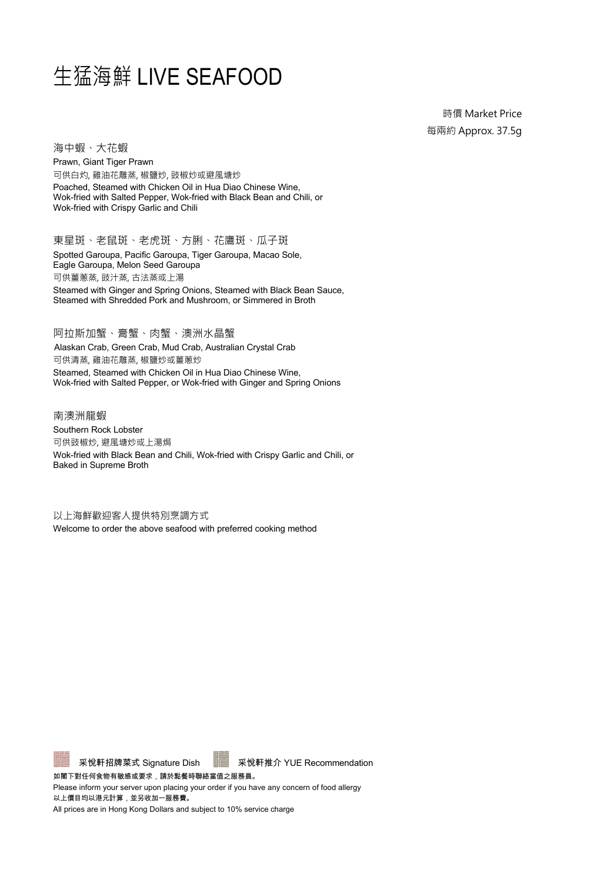# 生猛海鮮 LIVE SEAFOOD

時價 Market Price
每兩約 Approx. 37.5g

## 海中蝦、大花蝦

Prawn, Giant Tiger Prawn

可供白灼, 雞油花雕蒸, 椒鹽炒, 豉椒炒或避風塘炒

Poached, Steamed with Chicken Oil in Hua Diao Chinese Wine, Wok-fried with Salted Pepper, Wok-fried with Black Bean and Chili, or Wok-fried with Crispy Garlic and Chili

## 東星斑、老鼠斑、老虎斑、方脷、花鷹斑、瓜子斑

Spotted Garoupa, Pacific Garoupa, Tiger Garoupa, Macao Sole, Eagle Garoupa, Melon Seed Garoupa

可供薑蔥蒸, 豉汁蒸, 古法蒸或上湯

Steamed with Ginger and Spring Onions, Steamed with Black Bean Sauce, Steamed with Shredded Pork and Mushroom, or Simmered in Broth

## 阿拉斯加蟹、膏蟹、肉蟹、澳洲水晶蟹

Alaskan Crab, Green Crab, Mud Crab, Australian Crystal Crab

可供清蒸, 雞油花雕蒸, 椒鹽炒或薑蔥炒

Steamed, Steamed with Chicken Oil in Hua Diao Chinese Wine, Wok-fried with Salted Pepper, or Wok-fried with Ginger and Spring Onions

## 南澳洲龍蝦

Southern Rock Lobster

可供豉椒炒, 避風塘炒或上湯焗

Wok-fried with Black Bean and Chili, Wok-fried with Crispy Garlic and Chili, or Baked in Supreme Broth

以上海鮮歡迎客人提供特別烹調方式

Welcome to order the above seafood with preferred cooking method

采悅軒招牌菜式 Signature Dish　采悅軒推介 YUE Recommendation

**如閣下對任何食物有敏感或要求，請於點餐時聯絡當值之服務員。**

Please inform your server upon placing your order if you have any concern of food allergy

**以上價目均以港元計算，並另收加一服務費。**

All prices are in Hong Kong Dollars and subject to 10% service charge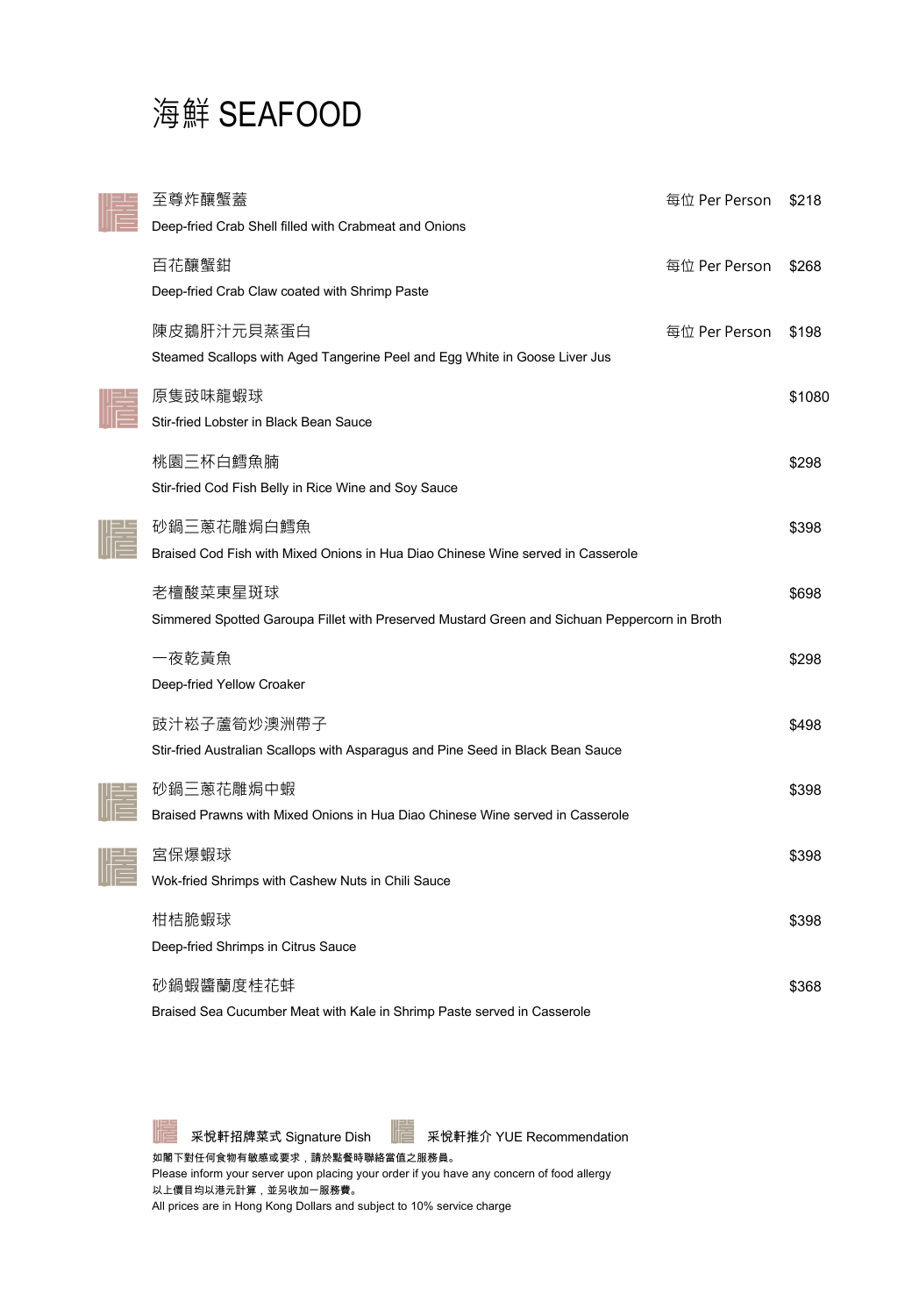# 海鮮 SEAFOOD

| | Dish | | Price |
|---|---|---|---|
| 采悅軒招牌菜式 Signature Dish | 至尊炸釀蟹蓋<br>Deep-fried Crab Shell filled with Crabmeat and Onions | 每位 Per Person | $218 |
| | 百花釀蟹鉗<br>Deep-fried Crab Claw coated with Shrimp Paste | 每位 Per Person | $268 |
| | 陳皮鵝肝汁元貝蒸蛋白<br>Steamed Scallops with Aged Tangerine Peel and Egg White in Goose Liver Jus | 每位 Per Person | $198 |
| 采悅軒招牌菜式 Signature Dish | 原隻豉味龍蝦球<br>Stir-fried Lobster in Black Bean Sauce | | $1080 |
| | 桃園三杯白鱈魚腩<br>Stir-fried Cod Fish Belly in Rice Wine and Soy Sauce | | $298 |
| 采悅軒推介 YUE Recommendation | 砂鍋三蔥花雕焗白鱈魚<br>Braised Cod Fish with Mixed Onions in Hua Diao Chinese Wine served in Casserole | | $398 |
| | 老罈酸菜東星斑球<br>Simmered Spotted Garoupa Fillet with Preserved Mustard Green and Sichuan Peppercorn in Broth | | $698 |
| | 一夜乾黃魚<br>Deep-fried Yellow Croaker | | $298 |
| | 豉汁崧子蘆筍炒澳洲帶子<br>Stir-fried Australian Scallops with Asparagus and Pine Seed in Black Bean Sauce | | $498 |
| 采悅軒推介 YUE Recommendation | 砂鍋三蔥花雕焗中蝦<br>Braised Prawns with Mixed Onions in Hua Diao Chinese Wine served in Casserole | | $398 |
| 采悅軒推介 YUE Recommendation | 宮保爆蝦球<br>Wok-fried Shrimps with Cashew Nuts in Chili Sauce | | $398 |
| | 柑桔脆蝦球<br>Deep-fried Shrimps in Citrus Sauce | | $398 |
| | 砂鍋蝦醬蘭度桂花蚌<br>Braised Sea Cucumber Meat with Kale in Shrimp Paste served in Casserole | | $368 |

采悅軒招牌菜式 Signature Dish　采悅軒推介 YUE Recommendation

如閣下對任何食物有敏感或要求，請於點餐時聯絡當值之服務員。
Please inform your server upon placing your order if you have any concern of food allergy
以上價目均以港元計算，並另收加一服務費。
All prices are in Hong Kong Dollars and subject to 10% service charge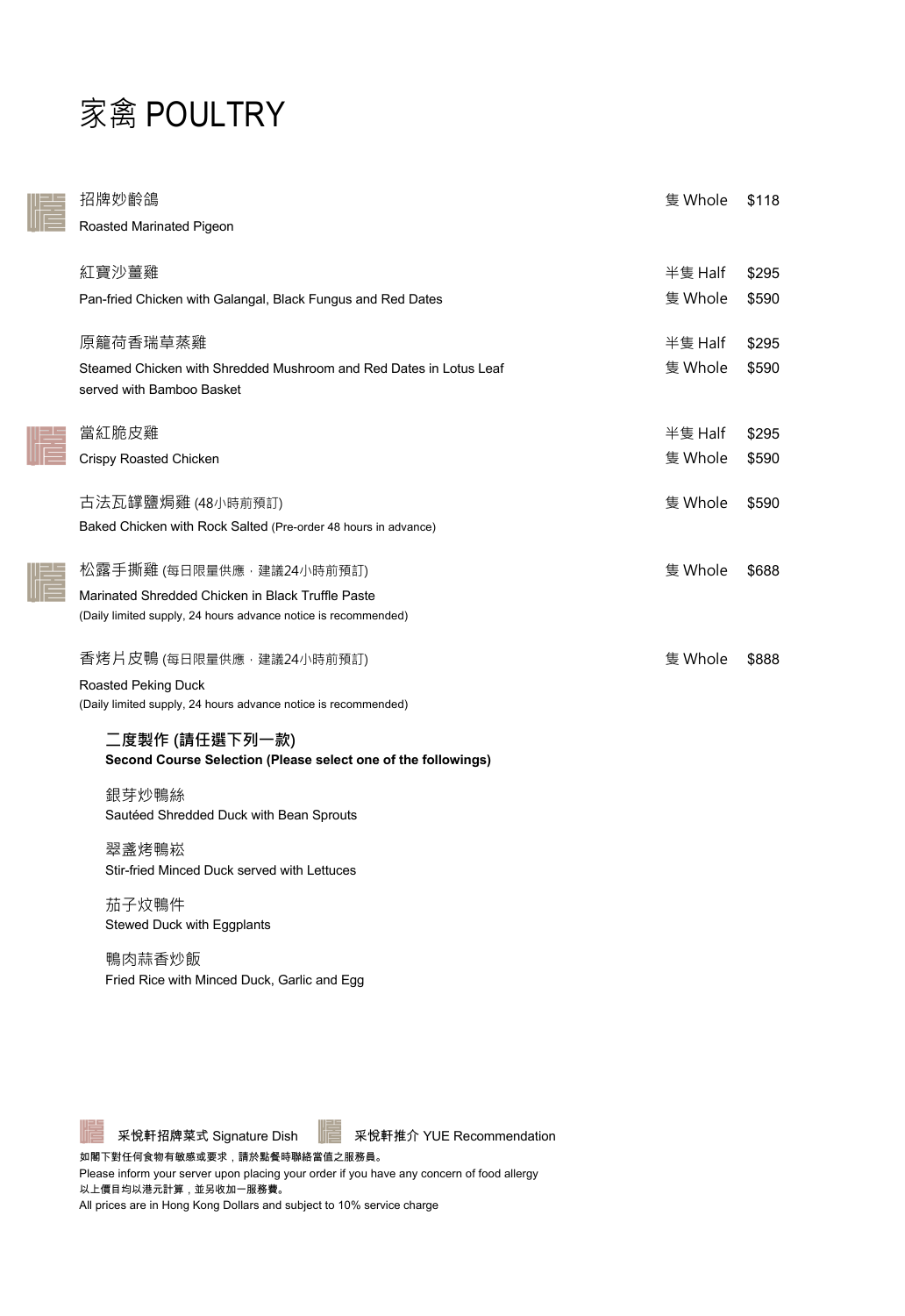# 家禽 POULTRY

| 菜式 Dish | | 價格 Price |
|---|---|---|
| 招牌妙齡鴿<br>Roasted Marinated Pigeon | 隻 Whole | $118 |
| 紅寶沙薑雞<br>Pan-fried Chicken with Galangal, Black Fungus and Red Dates | 半隻 Half | $295 |
| | 隻 Whole | $590 |
| 原籠荷香瑞草蒸雞<br>Steamed Chicken with Shredded Mushroom and Red Dates in Lotus Leaf served with Bamboo Basket | 半隻 Half | $295 |
| | 隻 Whole | $590 |
| 當紅脆皮雞<br>Crispy Roasted Chicken | 半隻 Half | $295 |
| | 隻 Whole | $590 |
| 古法瓦罉鹽焗雞 (48小時前預訂)<br>Baked Chicken with Rock Salted (Pre-order 48 hours in advance) | 隻 Whole | $590 |
| 松露手撕雞 (每日限量供應，建議24小時前預訂)<br>Marinated Shredded Chicken in Black Truffle Paste<br>(Daily limited supply, 24 hours advance notice is recommended) | 隻 Whole | $688 |
| 香烤片皮鴨 (每日限量供應，建議24小時前預訂)<br>Roasted Peking Duck<br>(Daily limited supply, 24 hours advance notice is recommended) | 隻 Whole | $888 |

**二度製作 (請任選下列一款)**
**Second Course Selection (Please select one of the followings)**

銀芽炒鴨絲
Sautéed Shredded Duck with Bean Sprouts

翠盞烤鴨崧
Stir-fried Minced Duck served with Lettuces

茄子炆鴨件
Stewed Duck with Eggplants

鴨肉蒜香炒飯
Fried Rice with Minced Duck, Garlic and Egg

采悅軒招牌菜式 Signature Dish　采悅軒推介 YUE Recommendation

如閣下對任何食物有敏感或要求，請於點餐時聯絡當值之服務員。
Please inform your server upon placing your order if you have any concern of food allergy
以上價目均以港元計算，並另收加一服務費。
All prices are in Hong Kong Dollars and subject to 10% service charge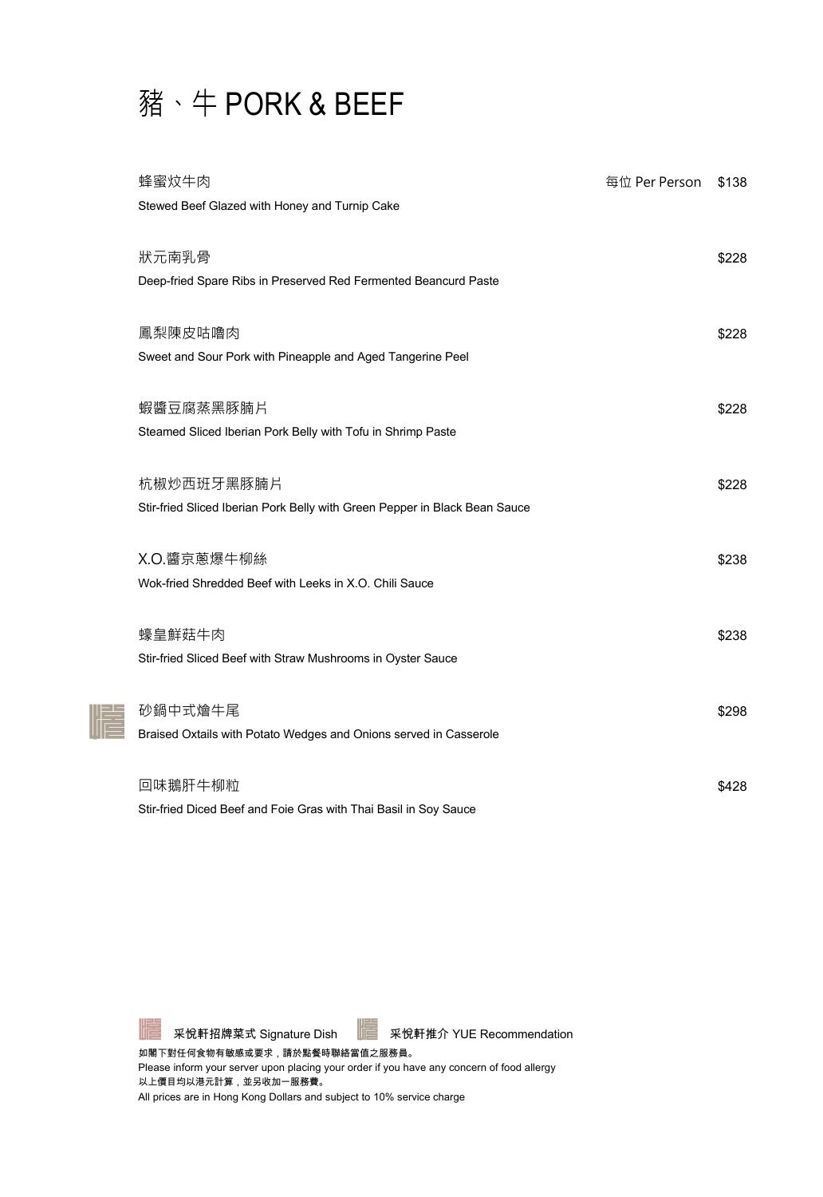# 豬、牛 PORK & BEEF

蜂蜜炆牛肉 — 每位 Per Person $138
Stewed Beef Glazed with Honey and Turnip Cake

狀元南乳骨 — $228
Deep-fried Spare Ribs in Preserved Red Fermented Beancurd Paste

鳳梨陳皮咕嚕肉 — $228
Sweet and Sour Pork with Pineapple and Aged Tangerine Peel

蝦醬豆腐蒸黑豚腩片 — $228
Steamed Sliced Iberian Pork Belly with Tofu in Shrimp Paste

杭椒炒西班牙黑豚腩片 — $228
Stir-fried Sliced Iberian Pork Belly with Green Pepper in Black Bean Sauce

X.O.醬京蔥爆牛柳絲 — $238
Wok-fried Shredded Beef with Leeks in X.O. Chili Sauce

蠔皇鮮菇牛肉 — $238
Stir-fried Sliced Beef with Straw Mushrooms in Oyster Sauce

砂鍋中式燴牛尾 — $298
Braised Oxtails with Potato Wedges and Onions served in Casserole

回味鵝肝牛柳粒 — $428
Stir-fried Diced Beef and Foie Gras with Thai Basil in Soy Sauce

采悅軒招牌菜式 Signature Dish　　采悅軒推介 YUE Recommendation

如閣下對任何食物有敏感或要求，請於點餐時聯絡當值之服務員。
Please inform your server upon placing your order if you have any concern of food allergy
以上價目均以港元計算，並另收加一服務費。
All prices are in Hong Kong Dollars and subject to 10% service charge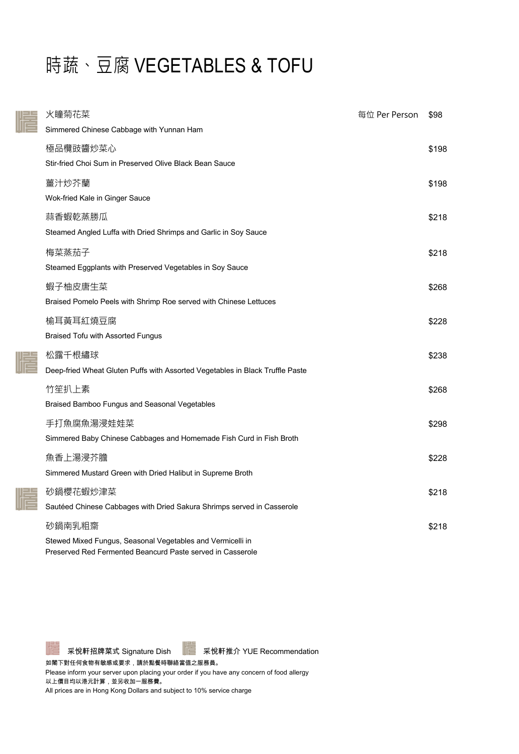# 時蔬、豆腐 VEGETABLES & TOFU

火瞳菊花菜 — 每位 Per Person $98
Simmered Chinese Cabbage with Yunnan Ham

極品欖豉醬炒菜心 — $198
Stir-fried Choi Sum in Preserved Olive Black Bean Sauce

薑汁炒芥蘭 — $198
Wok-fried Kale in Ginger Sauce

蒜香蝦乾蒸勝瓜 — $218
Steamed Angled Luffa with Dried Shrimps and Garlic in Soy Sauce

梅菜蒸茄子 — $218
Steamed Eggplants with Preserved Vegetables in Soy Sauce

蝦子柚皮唐生菜 — $268
Braised Pomelo Peels with Shrimp Roe served with Chinese Lettuces

榆耳黃耳紅燒豆腐 — $228
Braised Tofu with Assorted Fungus

松露千根繡球 — $238
Deep-fried Wheat Gluten Puffs with Assorted Vegetables in Black Truffle Paste

竹笙扒上素 — $268
Braised Bamboo Fungus and Seasonal Vegetables

手打魚腐魚湯浸娃娃菜 — $298
Simmered Baby Chinese Cabbages and Homemade Fish Curd in Fish Broth

魚香上湯浸芥膽 — $228
Simmered Mustard Green with Dried Halibut in Supreme Broth

砂鍋櫻花蝦炒津菜 — $218
Sautéed Chinese Cabbages with Dried Sakura Shrimps served in Casserole

砂鍋南乳粗齋 — $218
Stewed Mixed Fungus, Seasonal Vegetables and Vermicelli in
Preserved Red Fermented Beancurd Paste served in Casserole

采悦軒招牌菜式 Signature Dish　采悦軒推介 YUE Recommendation

**如閣下對任何食物有敏感或要求，請於點餐時聯絡當值之服務員。**
Please inform your server upon placing your order if you have any concern of food allergy
**以上價目均以港元計算，並另收加一服務費。**
All prices are in Hong Kong Dollars and subject to 10% service charge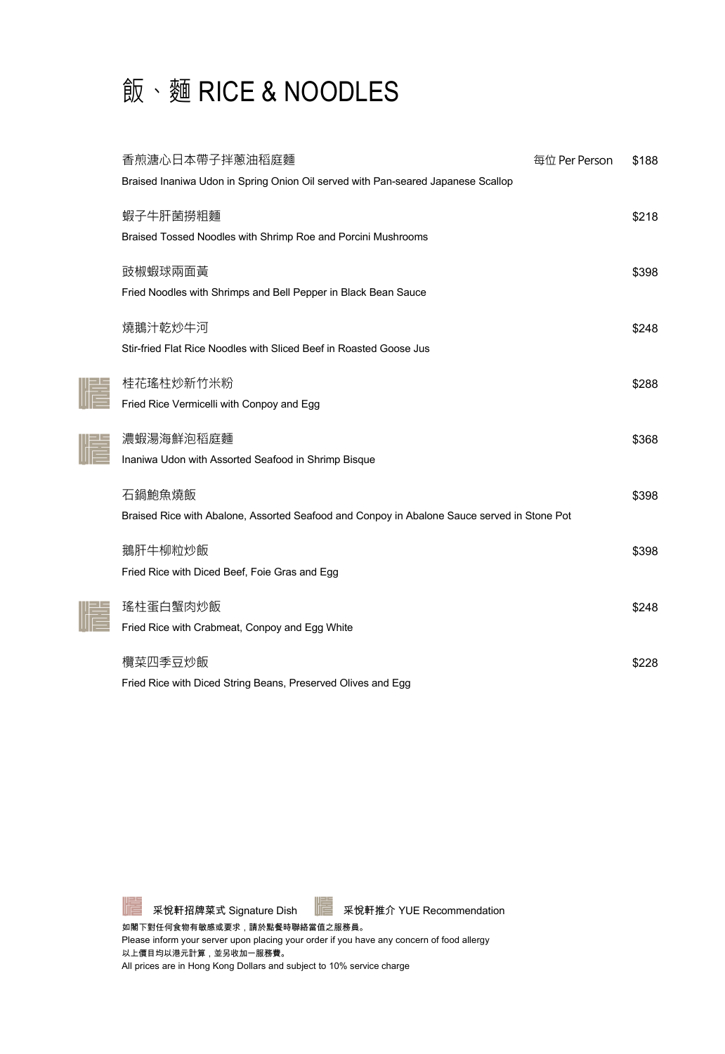# 飯、麵 RICE & NOODLES

香煎溏心日本帶子拌蔥油稻庭麵 每位 Per Person $188
Braised Inaniwa Udon in Spring Onion Oil served with Pan-seared Japanese Scallop

蝦子牛肝菌撈粗麵 $218
Braised Tossed Noodles with Shrimp Roe and Porcini Mushrooms

豉椒蝦球兩面黃 $398
Fried Noodles with Shrimps and Bell Pepper in Black Bean Sauce

燒鵝汁乾炒牛河 $248
Stir-fried Flat Rice Noodles with Sliced Beef in Roasted Goose Jus

桂花瑤柱炒新竹米粉 $288
Fried Rice Vermicelli with Conpoy and Egg

濃蝦湯海鮮泡稻庭麵 $368
Inaniwa Udon with Assorted Seafood in Shrimp Bisque

石鍋鮑魚燒飯 $398
Braised Rice with Abalone, Assorted Seafood and Conpoy in Abalone Sauce served in Stone Pot

鵝肝牛柳粒炒飯 $398
Fried Rice with Diced Beef, Foie Gras and Egg

瑤柱蛋白蟹肉炒飯 $248
Fried Rice with Crabmeat, Conpoy and Egg White

欖菜四季豆炒飯 $228
Fried Rice with Diced String Beans, Preserved Olives and Egg

采悅軒招牌菜式 Signature Dish 采悅軒推介 YUE Recommendation

如閣下對任何食物有敏感或要求，請於點餐時聯絡當值之服務員。
Please inform your server upon placing your order if you have any concern of food allergy
以上價目均以港元計算，並另收加一服務費。
All prices are in Hong Kong Dollars and subject to 10% service charge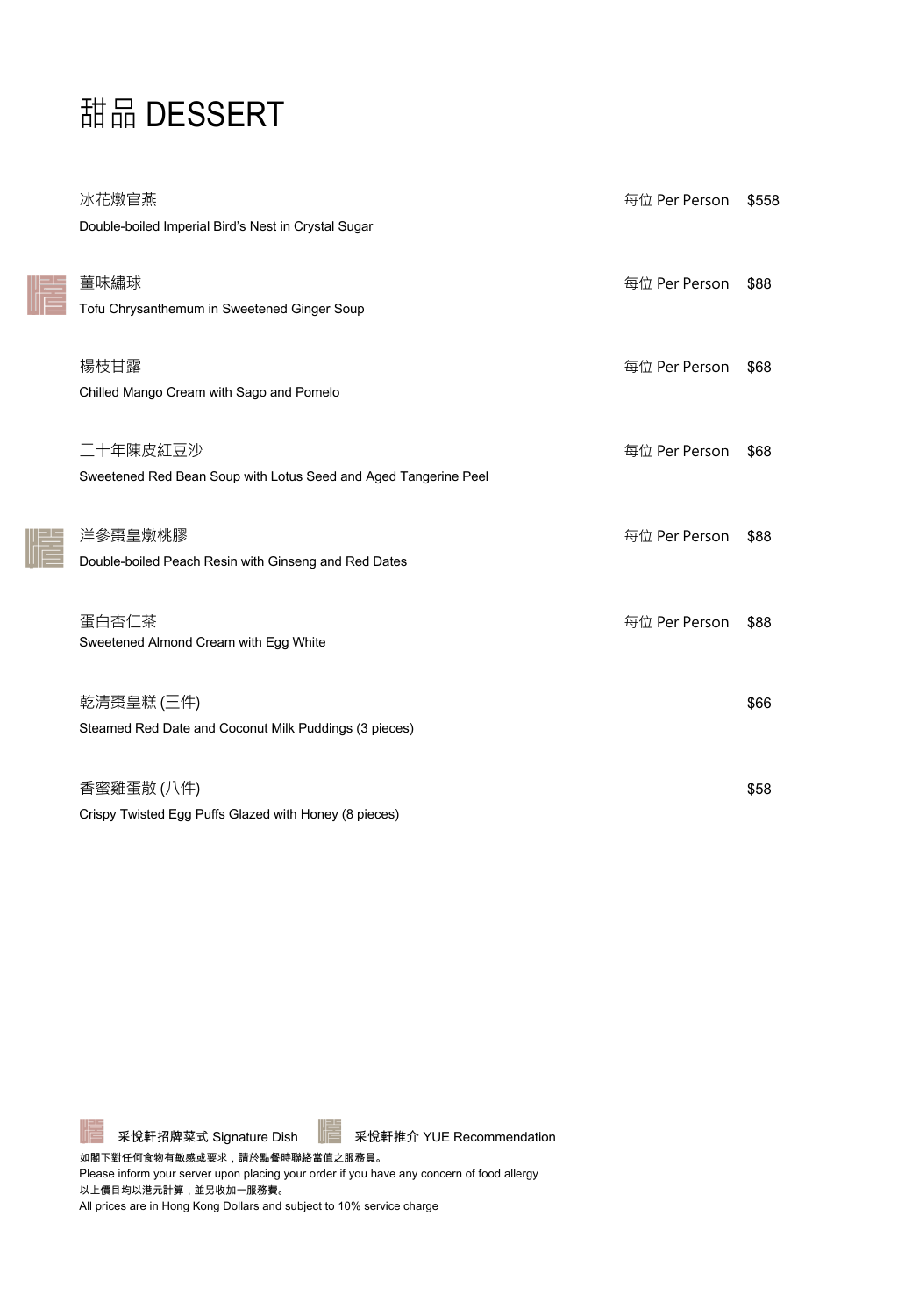# 甜品 DESSERT

冰花燉官燕 | 每位 Per Person $558
Double-boiled Imperial Bird's Nest in Crystal Sugar

薑味繡球 | 每位 Per Person $88
Tofu Chrysanthemum in Sweetened Ginger Soup

楊枝甘露 | 每位 Per Person $68
Chilled Mango Cream with Sago and Pomelo

二十年陳皮紅豆沙 | 每位 Per Person $68
Sweetened Red Bean Soup with Lotus Seed and Aged Tangerine Peel

洋參棗皇燉桃膠 | 每位 Per Person $88
Double-boiled Peach Resin with Ginseng and Red Dates

蛋白杏仁茶 | 每位 Per Person $88
Sweetened Almond Cream with Egg White

乾清棗皇糕 (三件) | $66
Steamed Red Date and Coconut Milk Puddings (3 pieces)

香蜜雞蛋散 (八件) | $58
Crispy Twisted Egg Puffs Glazed with Honey (8 pieces)

采悅軒招牌菜式 Signature Dish　采悅軒推介 YUE Recommendation

如閣下對任何食物有敏感或要求，請於點餐時聯絡當值之服務員。
Please inform your server upon placing your order if you have any concern of food allergy
以上價目均以港元計算，並另收加一服務費。
All prices are in Hong Kong Dollars and subject to 10% service charge